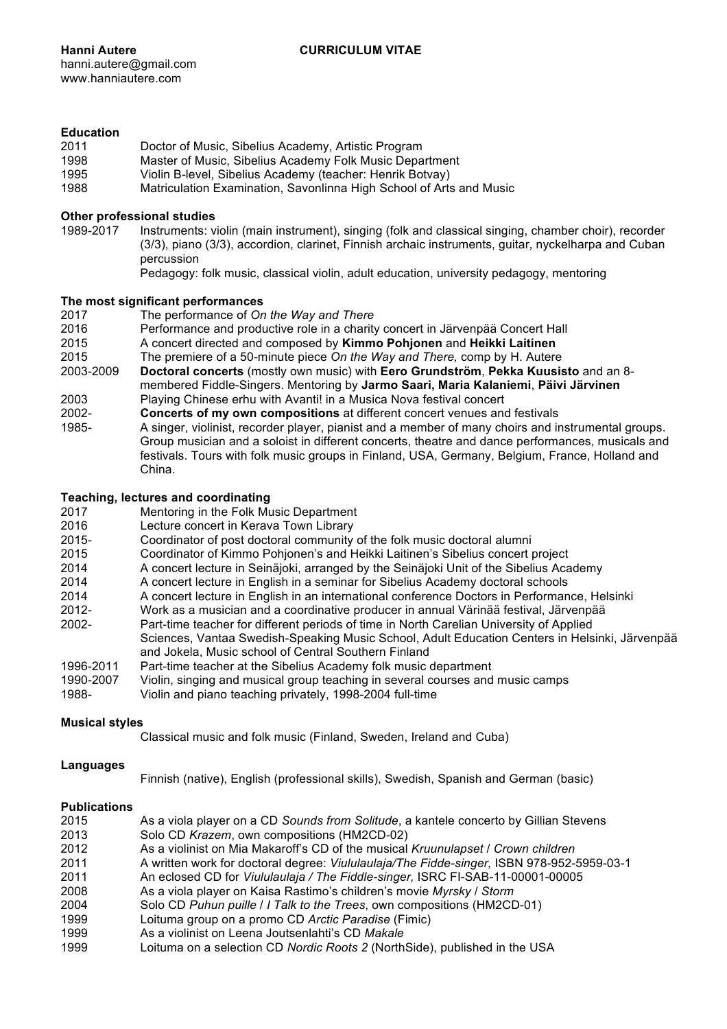**Hanni Autere** **CURRICULUM VITAE**

hanni.autere@gmail.com
www.hanniautere.com

### Education

| | |
|---|---|
| 2011 | Doctor of Music, Sibelius Academy, Artistic Program |
| 1998 | Master of Music, Sibelius Academy Folk Music Department |
| 1995 | Violin B-level, Sibelius Academy (teacher: Henrik Botvay) |
| 1988 | Matriculation Examination, Savonlinna High School of Arts and Music |

### Other professional studies

| | |
|---|---|
| 1989-2017 | Instruments: violin (main instrument), singing (folk and classical singing, chamber choir), recorder (3/3), piano (3/3), accordion, clarinet, Finnish archaic instruments, guitar, nyckelharpa and Cuban percussion<br>Pedagogy: folk music, classical violin, adult education, university pedagogy, mentoring |

### The most significant performances

| | |
|---|---|
| 2017 | The performance of *On the Way and There* |
| 2016 | Performance and productive role in a charity concert in Järvenpää Concert Hall |
| 2015 | A concert directed and composed by **Kimmo Pohjonen** and **Heikki Laitinen** |
| 2015 | The premiere of a 50-minute piece *On the Way and There,* comp by H. Autere |
| 2003-2009 | **Doctoral concerts** (mostly own music) with **Eero Grundström**, **Pekka Kuusisto** and an 8-membered Fiddle-Singers. Mentoring by **Jarmo Saari, Maria Kalaniemi**, **Päivi Järvinen** |
| 2003 | Playing Chinese erhu with Avanti! in a Musica Nova festival concert |
| 2002- | **Concerts of my own compositions** at different concert venues and festivals |
| 1985- | A singer, violinist, recorder player, pianist and a member of many choirs and instrumental groups. Group musician and a soloist in different concerts, theatre and dance performances, musicals and festivals. Tours with folk music groups in Finland, USA, Germany, Belgium, France, Holland and China. |

### Teaching, lectures and coordinating

| | |
|---|---|
| 2017 | Mentoring in the Folk Music Department |
| 2016 | Lecture concert in Kerava Town Library |
| 2015- | Coordinator of post doctoral community of the folk music doctoral alumni |
| 2015 | Coordinator of Kimmo Pohjonen's and Heikki Laitinen's Sibelius concert project |
| 2014 | A concert lecture in Seinäjoki, arranged by the Seinäjoki Unit of the Sibelius Academy |
| 2014 | A concert lecture in English in a seminar for Sibelius Academy doctoral schools |
| 2014 | A concert lecture in English in an international conference Doctors in Performance, Helsinki |
| 2012- | Work as a musician and a coordinative producer in annual Värinää festival, Järvenpää |
| 2002- | Part-time teacher for different periods of time in North Carelian University of Applied Sciences, Vantaa Swedish-Speaking Music School, Adult Education Centers in Helsinki, Järvenpää and Jokela, Music school of Central Southern Finland |
| 1996-2011 | Part-time teacher at the Sibelius Academy folk music department |
| 1990-2007 | Violin, singing and musical group teaching in several courses and music camps |
| 1988- | Violin and piano teaching privately, 1998-2004 full-time |

### Musical styles

Classical music and folk music (Finland, Sweden, Ireland and Cuba)

### Languages

Finnish (native), English (professional skills), Swedish, Spanish and German (basic)

### Publications

| | |
|---|---|
| 2015 | As a viola player on a CD *Sounds from Solitude*, a kantele concerto by Gillian Stevens |
| 2013 | Solo CD *Krazem*, own compositions (HM2CD-02) |
| 2012 | As a violinist on Mia Makaroff's CD of the musical *Kruunulapset* / *Crown children* |
| 2011 | A written work for doctoral degree: *Viululaulaja/The Fidde-singer,* ISBN 978-952-5959-03-1 |
| 2011 | An eclosed CD for *Viululaulaja / The Fiddle-singer,* ISRC FI-SAB-11-00001-00005 |
| 2008 | As a viola player on Kaisa Rastimo's children's movie *Myrsky* / *Storm* |
| 2004 | Solo CD *Puhun puille* / *I Talk to the Trees*, own compositions (HM2CD-01) |
| 1999 | Loituma group on a promo CD *Arctic Paradise* (Fimic) |
| 1999 | As a violinist on Leena Joutsenlahti's CD *Makale* |
| 1999 | Loituma on a selection CD *Nordic Roots 2* (NorthSide), published in the USA |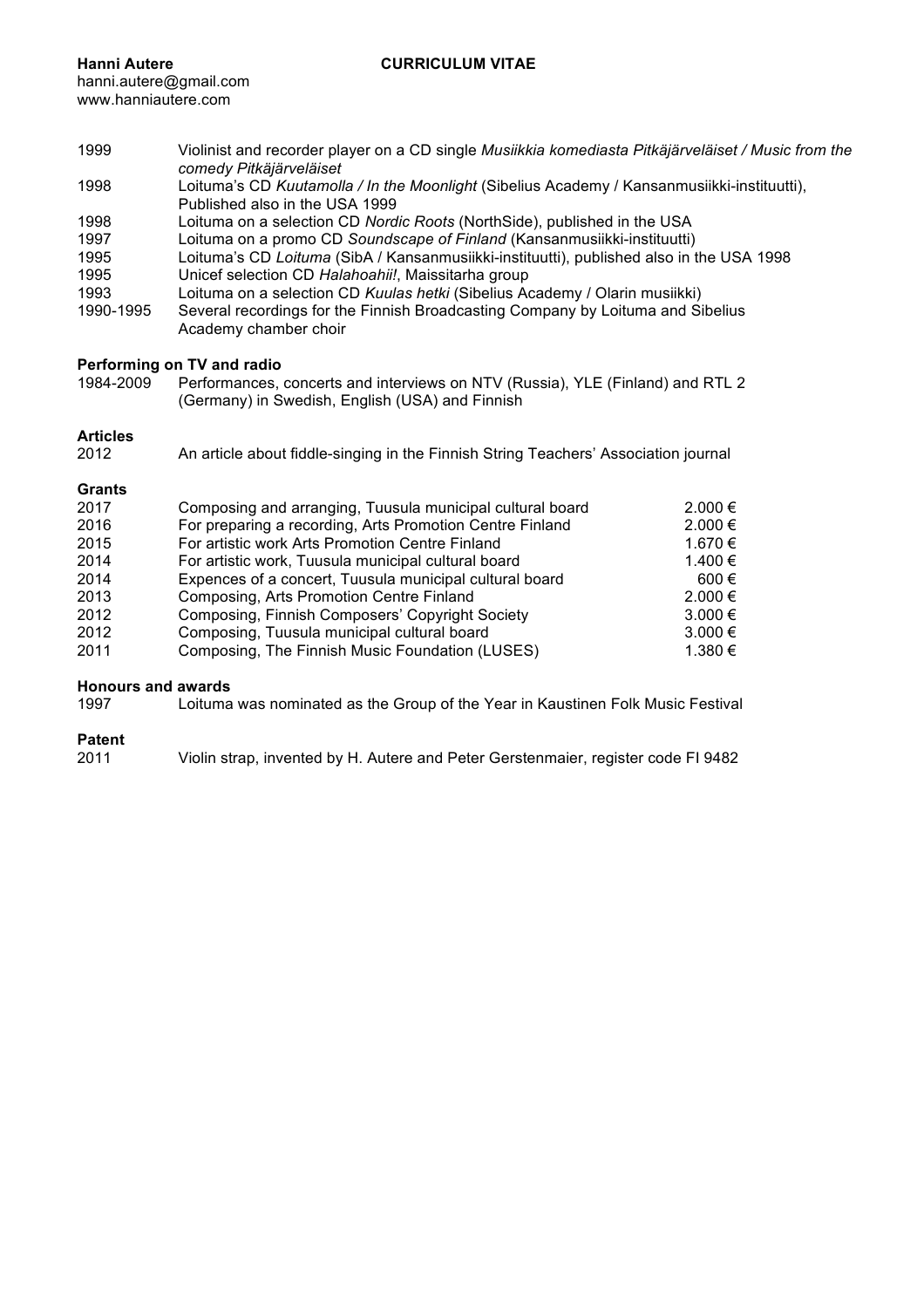**Hanni Autere** **CURRICULUM VITAE**
hanni.autere@gmail.com
www.hanniautere.com

| | |
|---|---|
| 1999 | Violinist and recorder player on a CD single *Musiikkia komediasta Pitkäjärveläiset / Music from the comedy Pitkäjärveläiset* |
| 1998 | Loituma's CD *Kuutamolla / In the Moonlight* (Sibelius Academy / Kansanmusiikki-instituutti), Published also in the USA 1999 |
| 1998 | Loituma on a selection CD *Nordic Roots* (NorthSide), published in the USA |
| 1997 | Loituma on a promo CD *Soundscape of Finland* (Kansanmusiikki-instituutti) |
| 1995 | Loituma's CD *Loituma* (SibA / Kansanmusiikki-instituutti), published also in the USA 1998 |
| 1995 | Unicef selection CD *Halahoahii!*, Maissitarha group |
| 1993 | Loituma on a selection CD *Kuulas hetki* (Sibelius Academy / Olarin musiikki) |
| 1990-1995 | Several recordings for the Finnish Broadcasting Company by Loituma and Sibelius Academy chamber choir |

**Performing on TV and radio**

| | |
|---|---|
| 1984-2009 | Performances, concerts and interviews on NTV (Russia), YLE (Finland) and RTL 2 (Germany) in Swedish, English (USA) and Finnish |

**Articles**

| | |
|---|---|
| 2012 | An article about fiddle-singing in the Finnish String Teachers' Association journal |

**Grants**

| | | |
|---|---|---|
| 2017 | Composing and arranging, Tuusula municipal cultural board | 2.000 € |
| 2016 | For preparing a recording, Arts Promotion Centre Finland | 2.000 € |
| 2015 | For artistic work Arts Promotion Centre Finland | 1.670 € |
| 2014 | For artistic work, Tuusula municipal cultural board | 1.400 € |
| 2014 | Expences of a concert, Tuusula municipal cultural board | 600 € |
| 2013 | Composing, Arts Promotion Centre Finland | 2.000 € |
| 2012 | Composing, Finnish Composers' Copyright Society | 3.000 € |
| 2012 | Composing, Tuusula municipal cultural board | 3.000 € |
| 2011 | Composing, The Finnish Music Foundation (LUSES) | 1.380 € |

**Honours and awards**

| | |
|---|---|
| 1997 | Loituma was nominated as the Group of the Year in Kaustinen Folk Music Festival |

**Patent**

| | |
|---|---|
| 2011 | Violin strap, invented by H. Autere and Peter Gerstenmaier, register code FI 9482 |